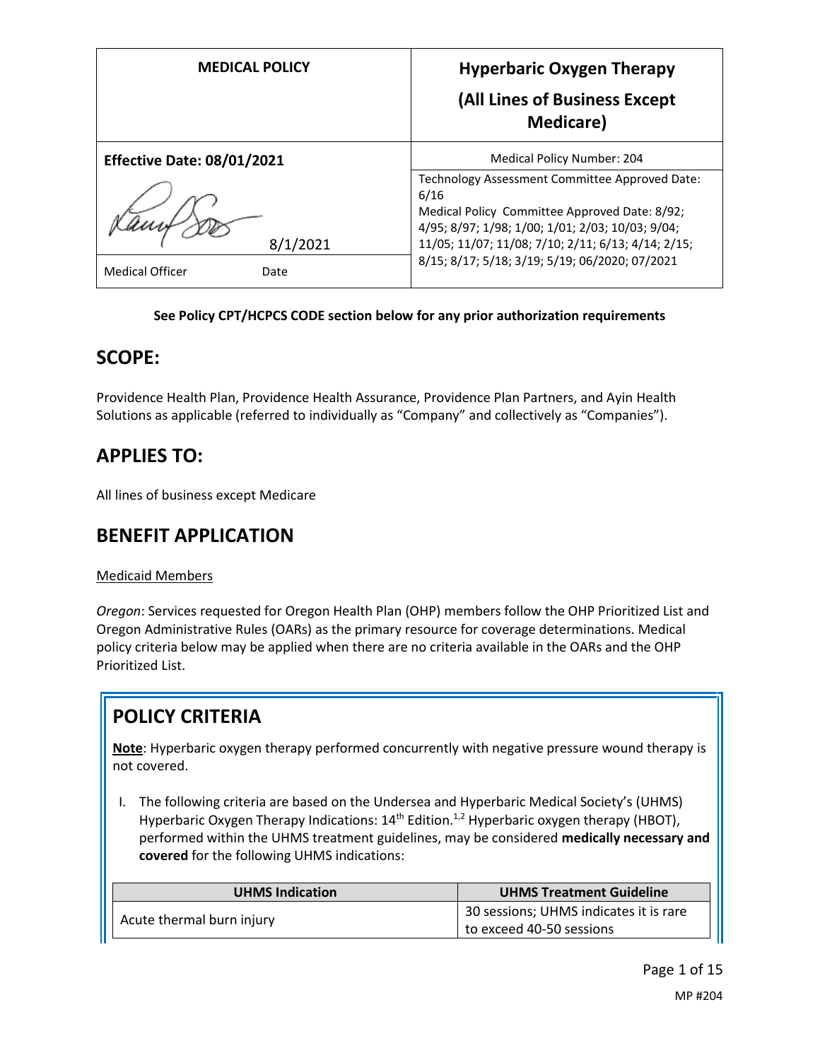| MEDICAL POLICY | Hyperbaric Oxygen Therapy (All Lines of Business Except Medicare) |
| --- | --- |
| **Effective Date: 08/01/2021** | Medical Policy Number: 204 |
| 8/1/2021 | Technology Assessment Committee Approved Date: 6/16<br>Medical Policy Committee Approved Date: 8/92; 4/95; 8/97; 1/98; 1/00; 1/01; 2/03; 10/03; 9/04; 11/05; 11/07; 11/08; 7/10; 2/11; 6/13; 4/14; 2/15; 8/15; 8/17; 5/18; 3/19; 5/19; 06/2020; 07/2021 |
| Medical Officer Date | |

**See Policy CPT/HCPCS CODE section below for any prior authorization requirements**

## SCOPE:

Providence Health Plan, Providence Health Assurance, Providence Plan Partners, and Ayin Health Solutions as applicable (referred to individually as "Company" and collectively as "Companies").

## APPLIES TO:

All lines of business except Medicare

## BENEFIT APPLICATION

Medicaid Members

*Oregon*: Services requested for Oregon Health Plan (OHP) members follow the OHP Prioritized List and Oregon Administrative Rules (OARs) as the primary resource for coverage determinations. Medical policy criteria below may be applied when there are no criteria available in the OARs and the OHP Prioritized List.

## POLICY CRITERIA

**Note**: Hyperbaric oxygen therapy performed concurrently with negative pressure wound therapy is not covered.

I. The following criteria are based on the Undersea and Hyperbaric Medical Society's (UHMS) Hyperbaric Oxygen Therapy Indications: 14th Edition.[1,2] Hyperbaric oxygen therapy (HBOT), performed within the UHMS treatment guidelines, may be considered **medically necessary and covered** for the following UHMS indications:

| UHMS Indication | UHMS Treatment Guideline |
| --- | --- |
| Acute thermal burn injury | 30 sessions; UHMS indicates it is rare to exceed 40-50 sessions |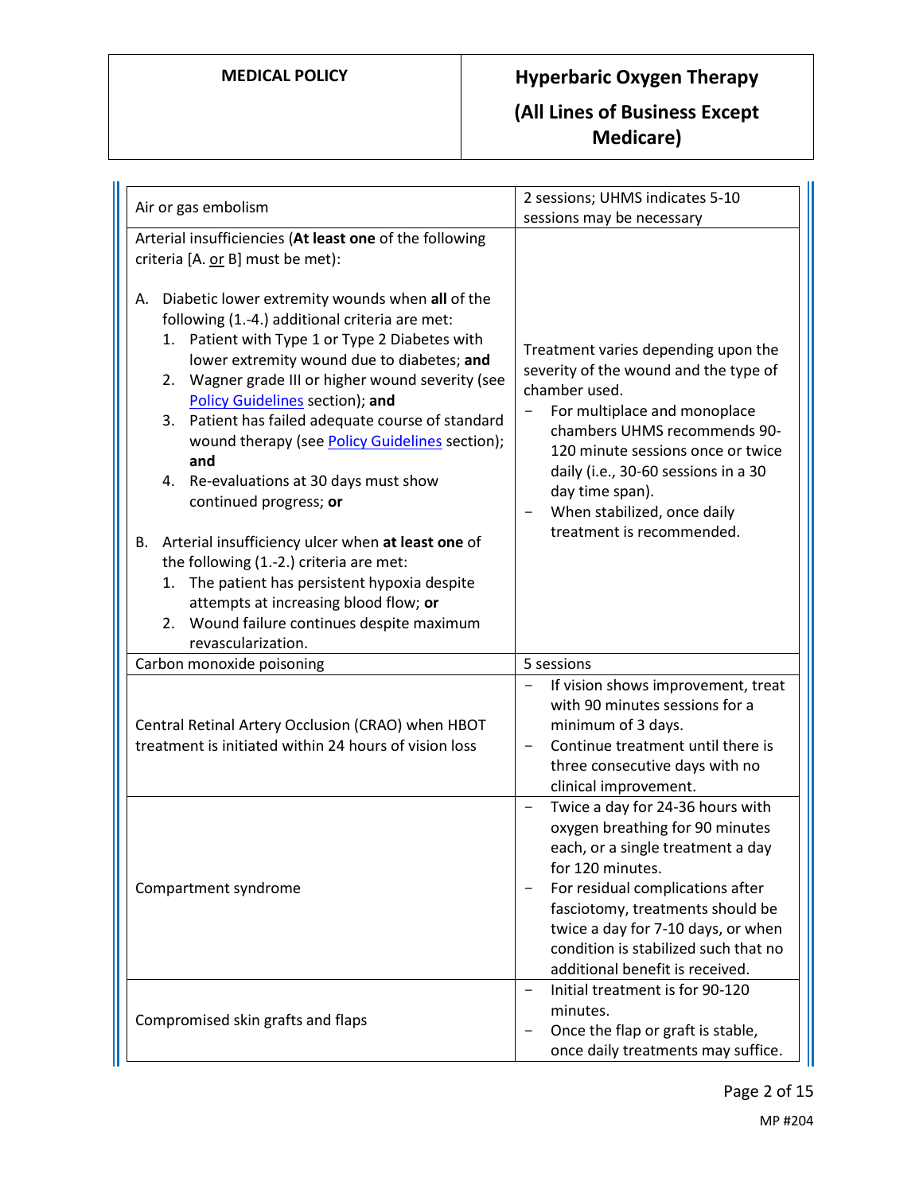| | |
|---|---|
| Air or gas embolism | 2 sessions; UHMS indicates 5-10 sessions may be necessary |
| Arterial insufficiencies (**At least one** of the following criteria [A. or B] must be met):<br><br>A. Diabetic lower extremity wounds when **all** of the following (1.-4.) additional criteria are met:<br>1. Patient with Type 1 or Type 2 Diabetes with lower extremity wound due to diabetes; **and**<br>2. Wagner grade III or higher wound severity (see Policy Guidelines section); **and**<br>3. Patient has failed adequate course of standard wound therapy (see Policy Guidelines section); **and**<br>4. Re-evaluations at 30 days must show continued progress; **or**<br><br>B. Arterial insufficiency ulcer when **at least one** of the following (1.-2.) criteria are met:<br>1. The patient has persistent hypoxia despite attempts at increasing blood flow; **or**<br>2. Wound failure continues despite maximum revascularization. | Treatment varies depending upon the severity of the wound and the type of chamber used.<br>- For multiplace and monoplace chambers UHMS recommends 90-120 minute sessions once or twice daily (i.e., 30-60 sessions in a 30 day time span).<br>- When stabilized, once daily treatment is recommended. |
| Carbon monoxide poisoning | 5 sessions |
| Central Retinal Artery Occlusion (CRAO) when HBOT treatment is initiated within 24 hours of vision loss | - If vision shows improvement, treat with 90 minutes sessions for a minimum of 3 days.<br>- Continue treatment until there is three consecutive days with no clinical improvement. |
| Compartment syndrome | - Twice a day for 24-36 hours with oxygen breathing for 90 minutes each, or a single treatment a day for 120 minutes.<br>- For residual complications after fasciotomy, treatments should be twice a day for 7-10 days, or when condition is stabilized such that no additional benefit is received. |
| Compromised skin grafts and flaps | - Initial treatment is for 90-120 minutes.<br>- Once the flap or graft is stable, once daily treatments may suffice. |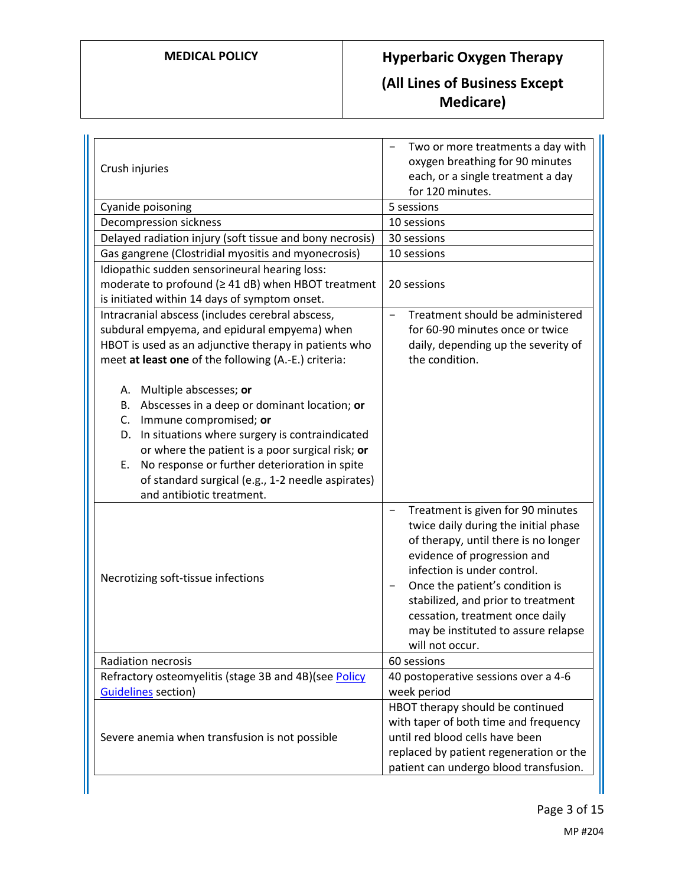| | |
|---|---|
| Crush injuries | − Two or more treatments a day with oxygen breathing for 90 minutes each, or a single treatment a day for 120 minutes. |
| Cyanide poisoning | 5 sessions |
| Decompression sickness | 10 sessions |
| Delayed radiation injury (soft tissue and bony necrosis) | 30 sessions |
| Gas gangrene (Clostridial myositis and myonecrosis) | 10 sessions |
| Idiopathic sudden sensorineural hearing loss: moderate to profound (≥ 41 dB) when HBOT treatment is initiated within 14 days of symptom onset. | 20 sessions |
| Intracranial abscess (includes cerebral abscess, subdural empyema, and epidural empyema) when HBOT is used as an adjunctive therapy in patients who meet **at least one** of the following (A.-E.) criteria:<br><br>A. Multiple abscesses; **or**<br>B. Abscesses in a deep or dominant location; **or**<br>C. Immune compromised; **or**<br>D. In situations where surgery is contraindicated or where the patient is a poor surgical risk; **or**<br>E. No response or further deterioration in spite of standard surgical (e.g., 1-2 needle aspirates) and antibiotic treatment. | − Treatment should be administered for 60-90 minutes once or twice daily, depending up the severity of the condition. |
| Necrotizing soft-tissue infections | − Treatment is given for 90 minutes twice daily during the initial phase of therapy, until there is no longer evidence of progression and infection is under control.<br>− Once the patient's condition is stabilized, and prior to treatment cessation, treatment once daily may be instituted to assure relapse will not occur. |
| Radiation necrosis | 60 sessions |
| Refractory osteomyelitis (stage 3B and 4B)(see Policy Guidelines section) | 40 postoperative sessions over a 4-6 week period |
| Severe anemia when transfusion is not possible | HBOT therapy should be continued with taper of both time and frequency until red blood cells have been replaced by patient regeneration or the patient can undergo blood transfusion. |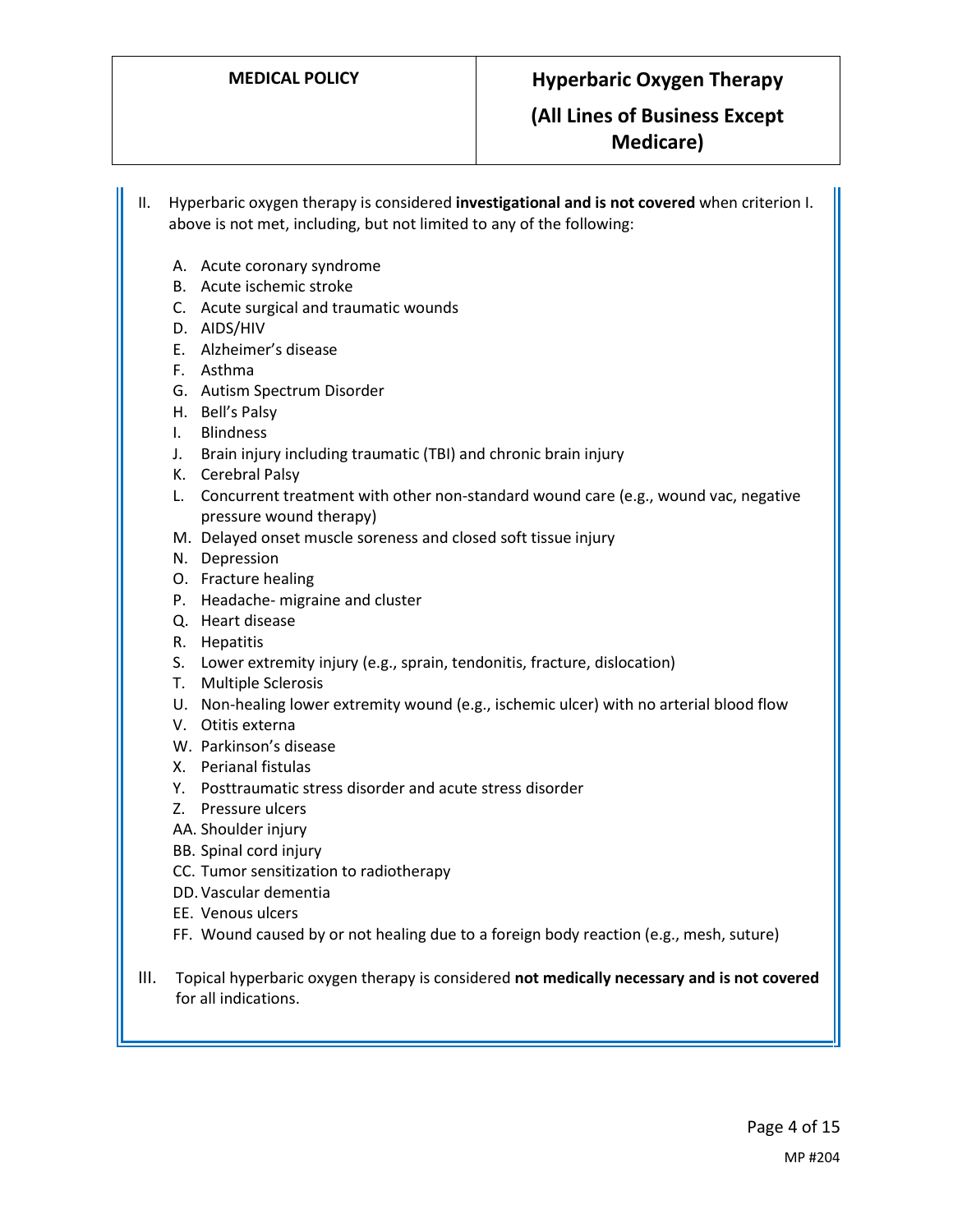II. Hyperbaric oxygen therapy is considered **investigational and is not covered** when criterion I. above is not met, including, but not limited to any of the following:

   A. Acute coronary syndrome
   B. Acute ischemic stroke
   C. Acute surgical and traumatic wounds
   D. AIDS/HIV
   E. Alzheimer's disease
   F. Asthma
   G. Autism Spectrum Disorder
   H. Bell's Palsy
   I. Blindness
   J. Brain injury including traumatic (TBI) and chronic brain injury
   K. Cerebral Palsy
   L. Concurrent treatment with other non-standard wound care (e.g., wound vac, negative pressure wound therapy)
   M. Delayed onset muscle soreness and closed soft tissue injury
   N. Depression
   O. Fracture healing
   P. Headache- migraine and cluster
   Q. Heart disease
   R. Hepatitis
   S. Lower extremity injury (e.g., sprain, tendonitis, fracture, dislocation)
   T. Multiple Sclerosis
   U. Non-healing lower extremity wound (e.g., ischemic ulcer) with no arterial blood flow
   V. Otitis externa
   W. Parkinson's disease
   X. Perianal fistulas
   Y. Posttraumatic stress disorder and acute stress disorder
   Z. Pressure ulcers
   AA. Shoulder injury
   BB. Spinal cord injury
   CC. Tumor sensitization to radiotherapy
   DD. Vascular dementia
   EE. Venous ulcers
   FF. Wound caused by or not healing due to a foreign body reaction (e.g., mesh, suture)

III. Topical hyperbaric oxygen therapy is considered **not medically necessary and is not covered** for all indications.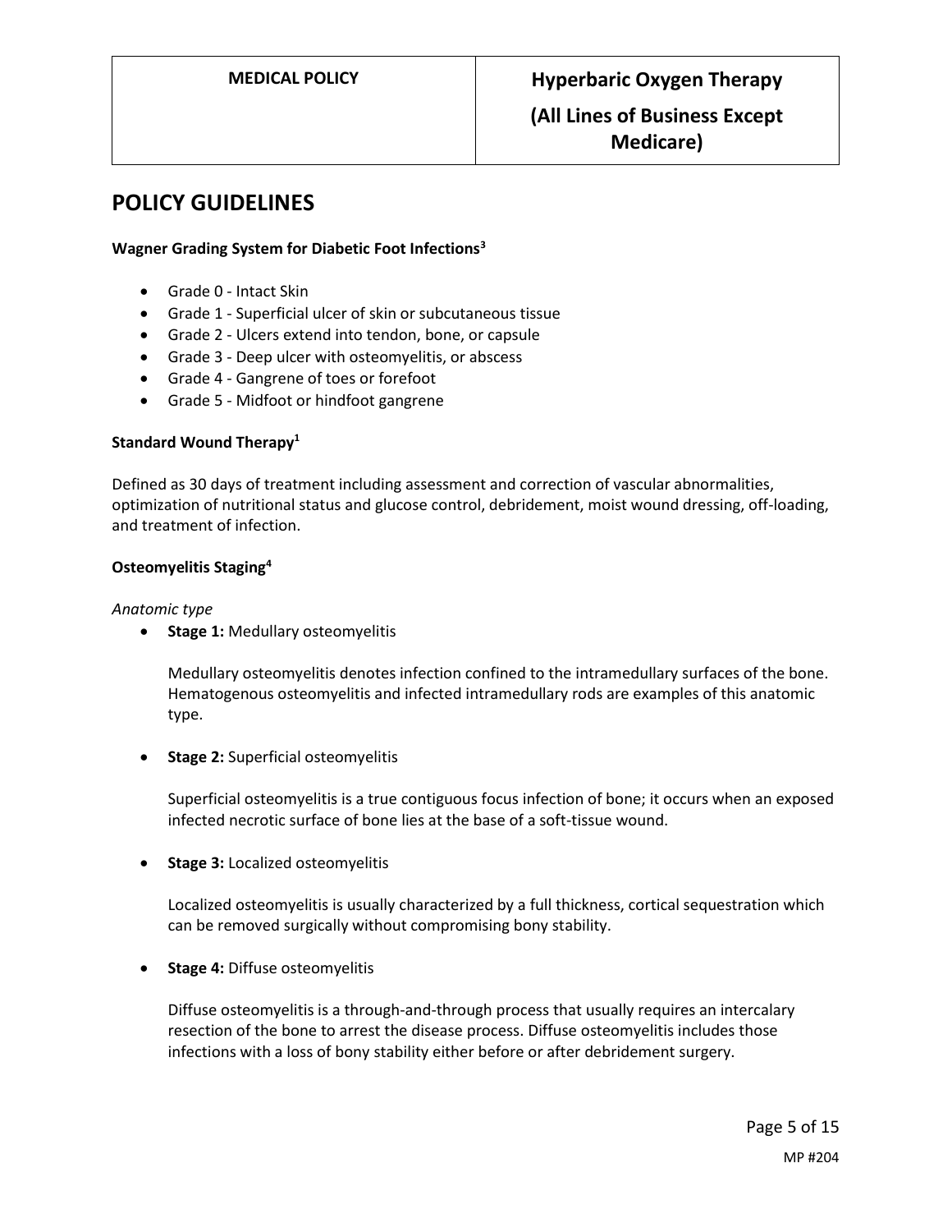## POLICY GUIDELINES

**Wagner Grading System for Diabetic Foot Infections[3]**

- Grade 0 - Intact Skin
- Grade 1 - Superficial ulcer of skin or subcutaneous tissue
- Grade 2 - Ulcers extend into tendon, bone, or capsule
- Grade 3 - Deep ulcer with osteomyelitis, or abscess
- Grade 4 - Gangrene of toes or forefoot
- Grade 5 - Midfoot or hindfoot gangrene

**Standard Wound Therapy[1]**

Defined as 30 days of treatment including assessment and correction of vascular abnormalities, optimization of nutritional status and glucose control, debridement, moist wound dressing, off-loading, and treatment of infection.

**Osteomyelitis Staging[4]**

*Anatomic type*

- **Stage 1:** Medullary osteomyelitis

  Medullary osteomyelitis denotes infection confined to the intramedullary surfaces of the bone. Hematogenous osteomyelitis and infected intramedullary rods are examples of this anatomic type.

- **Stage 2:** Superficial osteomyelitis

  Superficial osteomyelitis is a true contiguous focus infection of bone; it occurs when an exposed infected necrotic surface of bone lies at the base of a soft-tissue wound.

- **Stage 3:** Localized osteomyelitis

  Localized osteomyelitis is usually characterized by a full thickness, cortical sequestration which can be removed surgically without compromising bony stability.

- **Stage 4:** Diffuse osteomyelitis

  Diffuse osteomyelitis is a through-and-through process that usually requires an intercalary resection of the bone to arrest the disease process. Diffuse osteomyelitis includes those infections with a loss of bony stability either before or after debridement surgery.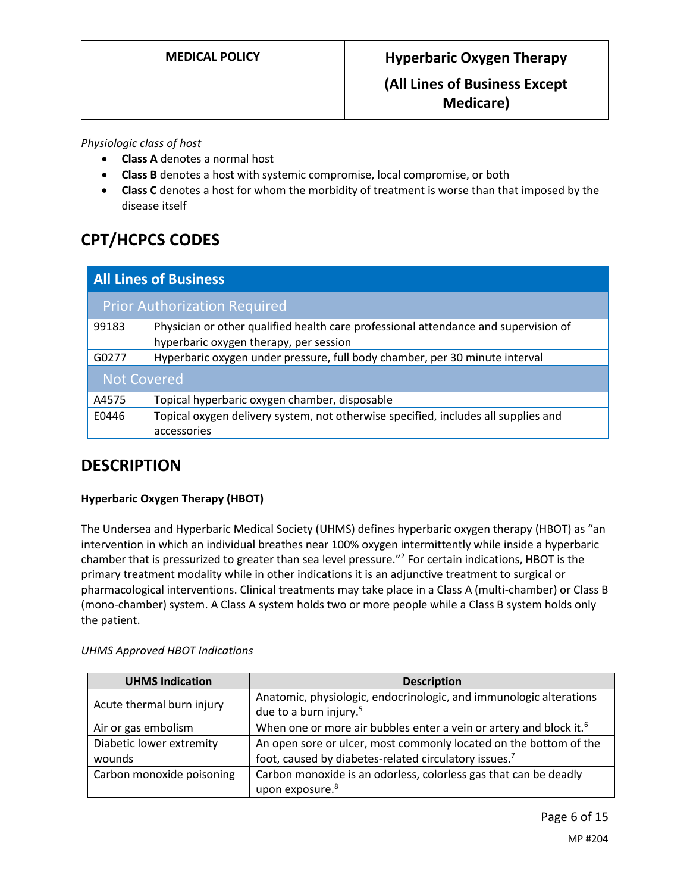*Physiologic class of host*

- **Class A** denotes a normal host
- **Class B** denotes a host with systemic compromise, local compromise, or both
- **Class C** denotes a host for whom the morbidity of treatment is worse than that imposed by the disease itself

## CPT/HCPCS CODES

| All Lines of Business | |
|---|---|
| **Prior Authorization Required** | |
| 99183 | Physician or other qualified health care professional attendance and supervision of hyperbaric oxygen therapy, per session |
| G0277 | Hyperbaric oxygen under pressure, full body chamber, per 30 minute interval |
| **Not Covered** | |
| A4575 | Topical hyperbaric oxygen chamber, disposable |
| E0446 | Topical oxygen delivery system, not otherwise specified, includes all supplies and accessories |

## DESCRIPTION

**Hyperbaric Oxygen Therapy (HBOT)**

The Undersea and Hyperbaric Medical Society (UHMS) defines hyperbaric oxygen therapy (HBOT) as "an intervention in which an individual breathes near 100% oxygen intermittently while inside a hyperbaric chamber that is pressurized to greater than sea level pressure."[2] For certain indications, HBOT is the primary treatment modality while in other indications it is an adjunctive treatment to surgical or pharmacological interventions. Clinical treatments may take place in a Class A (multi-chamber) or Class B (mono-chamber) system. A Class A system holds two or more people while a Class B system holds only the patient.

*UHMS Approved HBOT Indications*

| UHMS Indication | Description |
|---|---|
| Acute thermal burn injury | Anatomic, physiologic, endocrinologic, and immunologic alterations due to a burn injury.[5] |
| Air or gas embolism | When one or more air bubbles enter a vein or artery and block it.[6] |
| Diabetic lower extremity wounds | An open sore or ulcer, most commonly located on the bottom of the foot, caused by diabetes-related circulatory issues.[7] |
| Carbon monoxide poisoning | Carbon monoxide is an odorless, colorless gas that can be deadly upon exposure.[8] |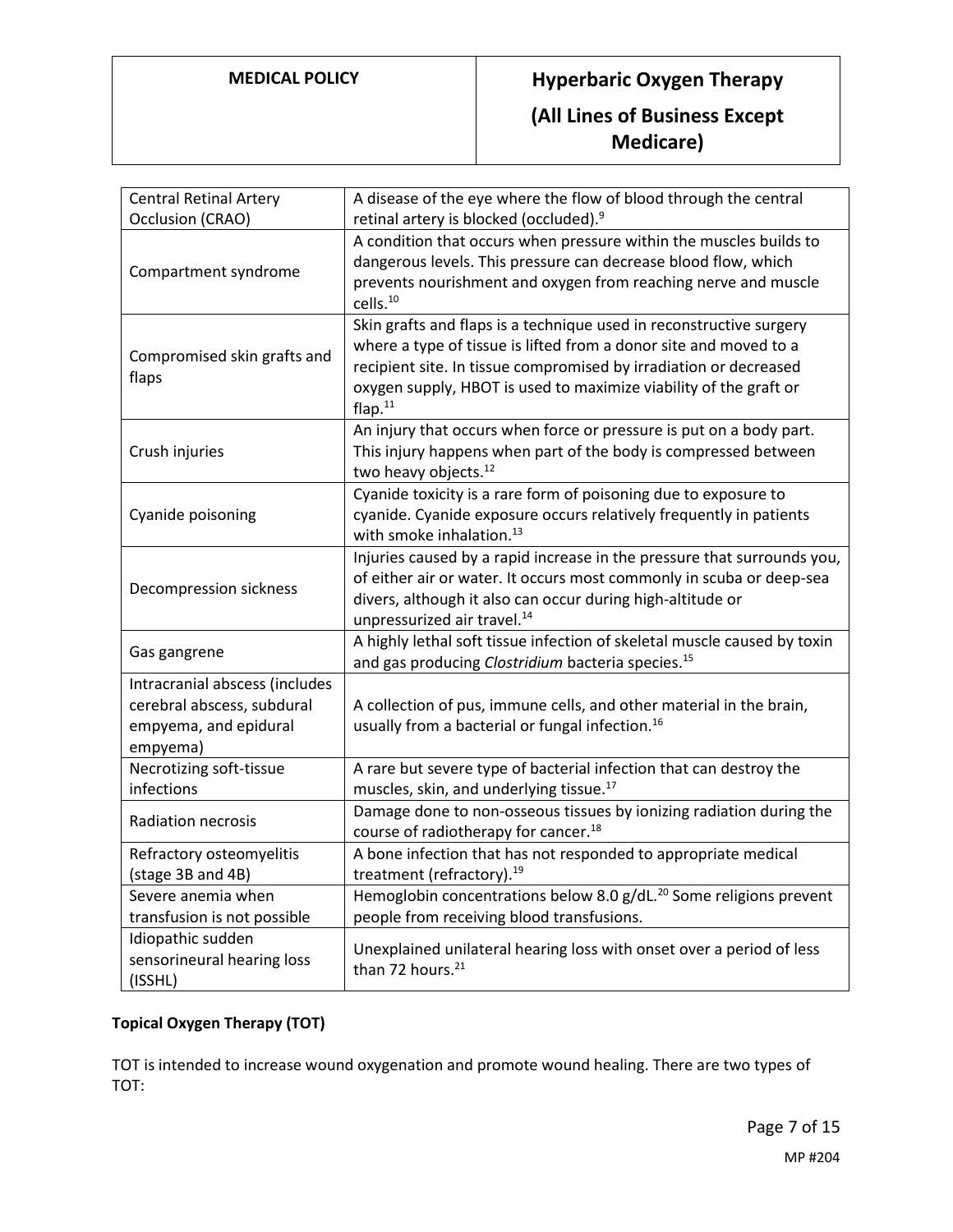| | |
|---|---|
| Central Retinal Artery Occlusion (CRAO) | A disease of the eye where the flow of blood through the central retinal artery is blocked (occluded).[9] |
| Compartment syndrome | A condition that occurs when pressure within the muscles builds to dangerous levels. This pressure can decrease blood flow, which prevents nourishment and oxygen from reaching nerve and muscle cells.[10] |
| Compromised skin grafts and flaps | Skin grafts and flaps is a technique used in reconstructive surgery where a type of tissue is lifted from a donor site and moved to a recipient site. In tissue compromised by irradiation or decreased oxygen supply, HBOT is used to maximize viability of the graft or flap.[11] |
| Crush injuries | An injury that occurs when force or pressure is put on a body part. This injury happens when part of the body is compressed between two heavy objects.[12] |
| Cyanide poisoning | Cyanide toxicity is a rare form of poisoning due to exposure to cyanide. Cyanide exposure occurs relatively frequently in patients with smoke inhalation.[13] |
| Decompression sickness | Injuries caused by a rapid increase in the pressure that surrounds you, of either air or water. It occurs most commonly in scuba or deep-sea divers, although it also can occur during high-altitude or unpressurized air travel.[14] |
| Gas gangrene | A highly lethal soft tissue infection of skeletal muscle caused by toxin and gas producing *Clostridium* bacteria species.[15] |
| Intracranial abscess (includes cerebral abscess, subdural empyema, and epidural empyema) | A collection of pus, immune cells, and other material in the brain, usually from a bacterial or fungal infection.[16] |
| Necrotizing soft-tissue infections | A rare but severe type of bacterial infection that can destroy the muscles, skin, and underlying tissue.[17] |
| Radiation necrosis | Damage done to non-osseous tissues by ionizing radiation during the course of radiotherapy for cancer.[18] |
| Refractory osteomyelitis (stage 3B and 4B) | A bone infection that has not responded to appropriate medical treatment (refractory).[19] |
| Severe anemia when transfusion is not possible | Hemoglobin concentrations below 8.0 g/dL.[20] Some religions prevent people from receiving blood transfusions. |
| Idiopathic sudden sensorineural hearing loss (ISSHL) | Unexplained unilateral hearing loss with onset over a period of less than 72 hours.[21] |

**Topical Oxygen Therapy (TOT)**

TOT is intended to increase wound oxygenation and promote wound healing. There are two types of TOT: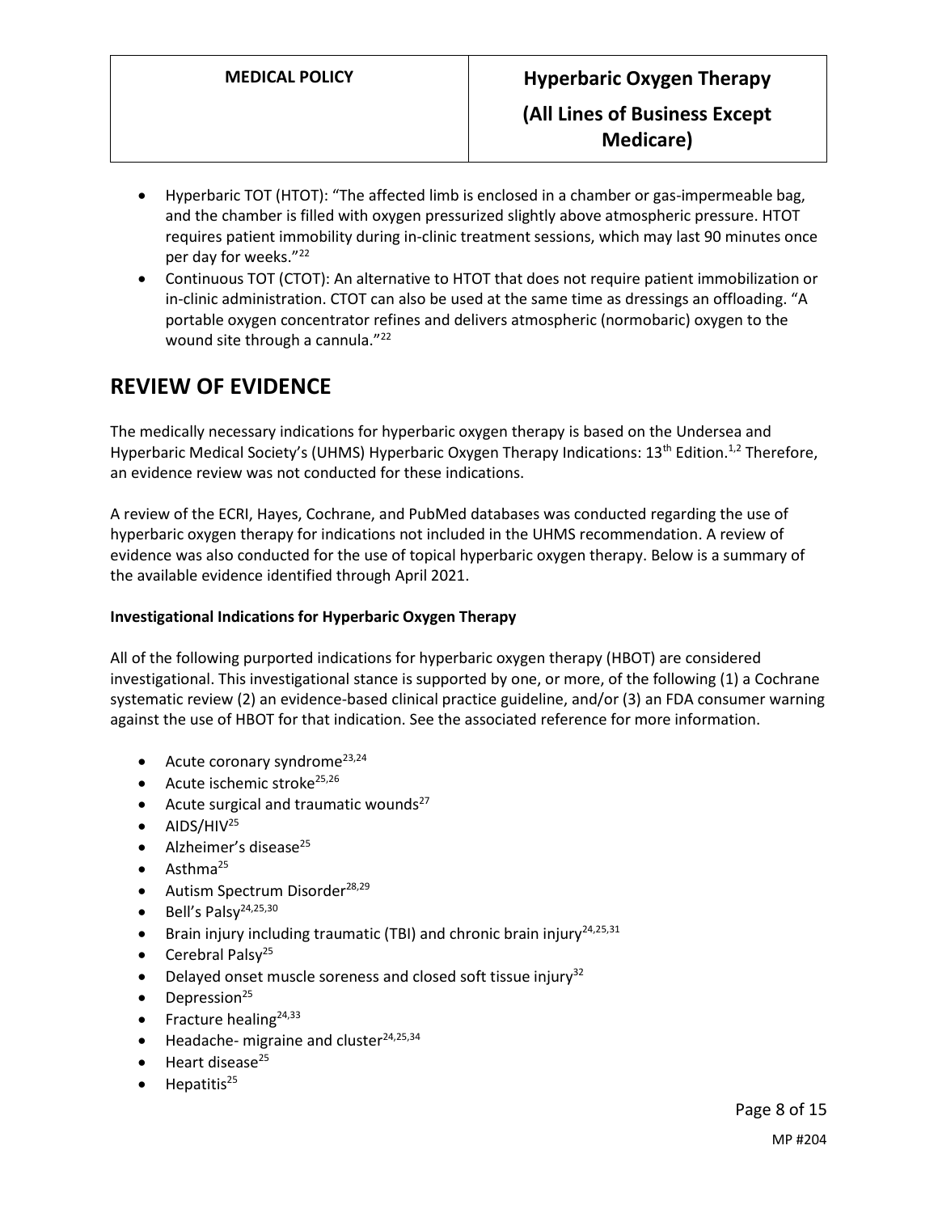- Hyperbaric TOT (HTOT): "The affected limb is enclosed in a chamber or gas-impermeable bag, and the chamber is filled with oxygen pressurized slightly above atmospheric pressure. HTOT requires patient immobility during in-clinic treatment sessions, which may last 90 minutes once per day for weeks."[22]
- Continuous TOT (CTOT): An alternative to HTOT that does not require patient immobilization or in-clinic administration. CTOT can also be used at the same time as dressings an offloading. "A portable oxygen concentrator refines and delivers atmospheric (normobaric) oxygen to the wound site through a cannula."[22]

## REVIEW OF EVIDENCE

The medically necessary indications for hyperbaric oxygen therapy is based on the Undersea and Hyperbaric Medical Society's (UHMS) Hyperbaric Oxygen Therapy Indications: 13th Edition.[1,2] Therefore, an evidence review was not conducted for these indications.

A review of the ECRI, Hayes, Cochrane, and PubMed databases was conducted regarding the use of hyperbaric oxygen therapy for indications not included in the UHMS recommendation. A review of evidence was also conducted for the use of topical hyperbaric oxygen therapy. Below is a summary of the available evidence identified through April 2021.

**Investigational Indications for Hyperbaric Oxygen Therapy**

All of the following purported indications for hyperbaric oxygen therapy (HBOT) are considered investigational. This investigational stance is supported by one, or more, of the following (1) a Cochrane systematic review (2) an evidence-based clinical practice guideline, and/or (3) an FDA consumer warning against the use of HBOT for that indication. See the associated reference for more information.

- Acute coronary syndrome[23,24]
- Acute ischemic stroke[25,26]
- Acute surgical and traumatic wounds[27]
- AIDS/HIV[25]
- Alzheimer's disease[25]
- Asthma[25]
- Autism Spectrum Disorder[28,29]
- Bell's Palsy[24,25,30]
- Brain injury including traumatic (TBI) and chronic brain injury[24,25,31]
- Cerebral Palsy[25]
- Delayed onset muscle soreness and closed soft tissue injury[32]
- Depression[25]
- Fracture healing[24,33]
- Headache- migraine and cluster[24,25,34]
- Heart disease[25]
- Hepatitis[25]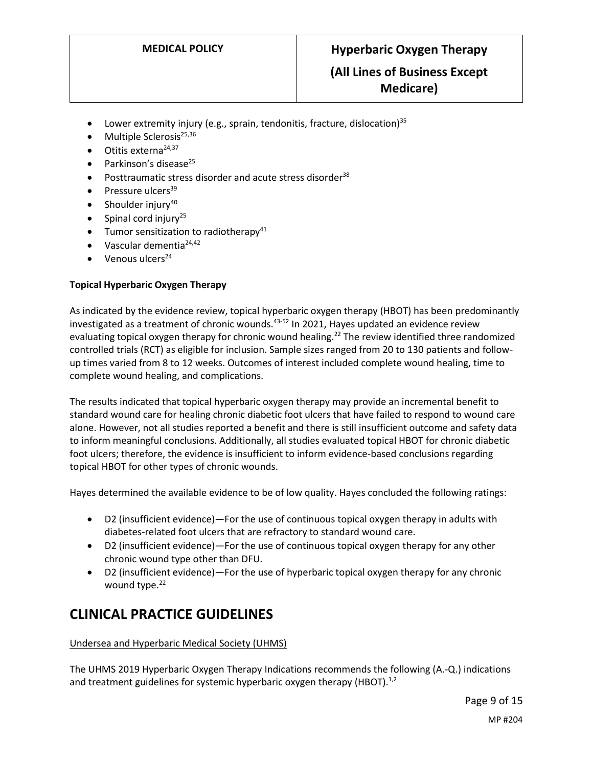- Lower extremity injury (e.g., sprain, tendonitis, fracture, dislocation)[35]
- Multiple Sclerosis[25,36]
- Otitis externa[24,37]
- Parkinson's disease[25]
- Posttraumatic stress disorder and acute stress disorder[38]
- Pressure ulcers[39]
- Shoulder injury[40]
- Spinal cord injury[25]
- Tumor sensitization to radiotherapy[41]
- Vascular dementia[24,42]
- Venous ulcers[24]

**Topical Hyperbaric Oxygen Therapy**

As indicated by the evidence review, topical hyperbaric oxygen therapy (HBOT) has been predominantly investigated as a treatment of chronic wounds.[43-52] In 2021, Hayes updated an evidence review evaluating topical oxygen therapy for chronic wound healing.[22] The review identified three randomized controlled trials (RCT) as eligible for inclusion. Sample sizes ranged from 20 to 130 patients and follow-up times varied from 8 to 12 weeks. Outcomes of interest included complete wound healing, time to complete wound healing, and complications.

The results indicated that topical hyperbaric oxygen therapy may provide an incremental benefit to standard wound care for healing chronic diabetic foot ulcers that have failed to respond to wound care alone. However, not all studies reported a benefit and there is still insufficient outcome and safety data to inform meaningful conclusions. Additionally, all studies evaluated topical HBOT for chronic diabetic foot ulcers; therefore, the evidence is insufficient to inform evidence-based conclusions regarding topical HBOT for other types of chronic wounds.

Hayes determined the available evidence to be of low quality. Hayes concluded the following ratings:

- D2 (insufficient evidence)—For the use of continuous topical oxygen therapy in adults with diabetes-related foot ulcers that are refractory to standard wound care.
- D2 (insufficient evidence)—For the use of continuous topical oxygen therapy for any other chronic wound type other than DFU.
- D2 (insufficient evidence)—For the use of hyperbaric topical oxygen therapy for any chronic wound type.[22]

# CLINICAL PRACTICE GUIDELINES

Undersea and Hyperbaric Medical Society (UHMS)

The UHMS 2019 Hyperbaric Oxygen Therapy Indications recommends the following (A.-Q.) indications and treatment guidelines for systemic hyperbaric oxygen therapy (HBOT).[1,2]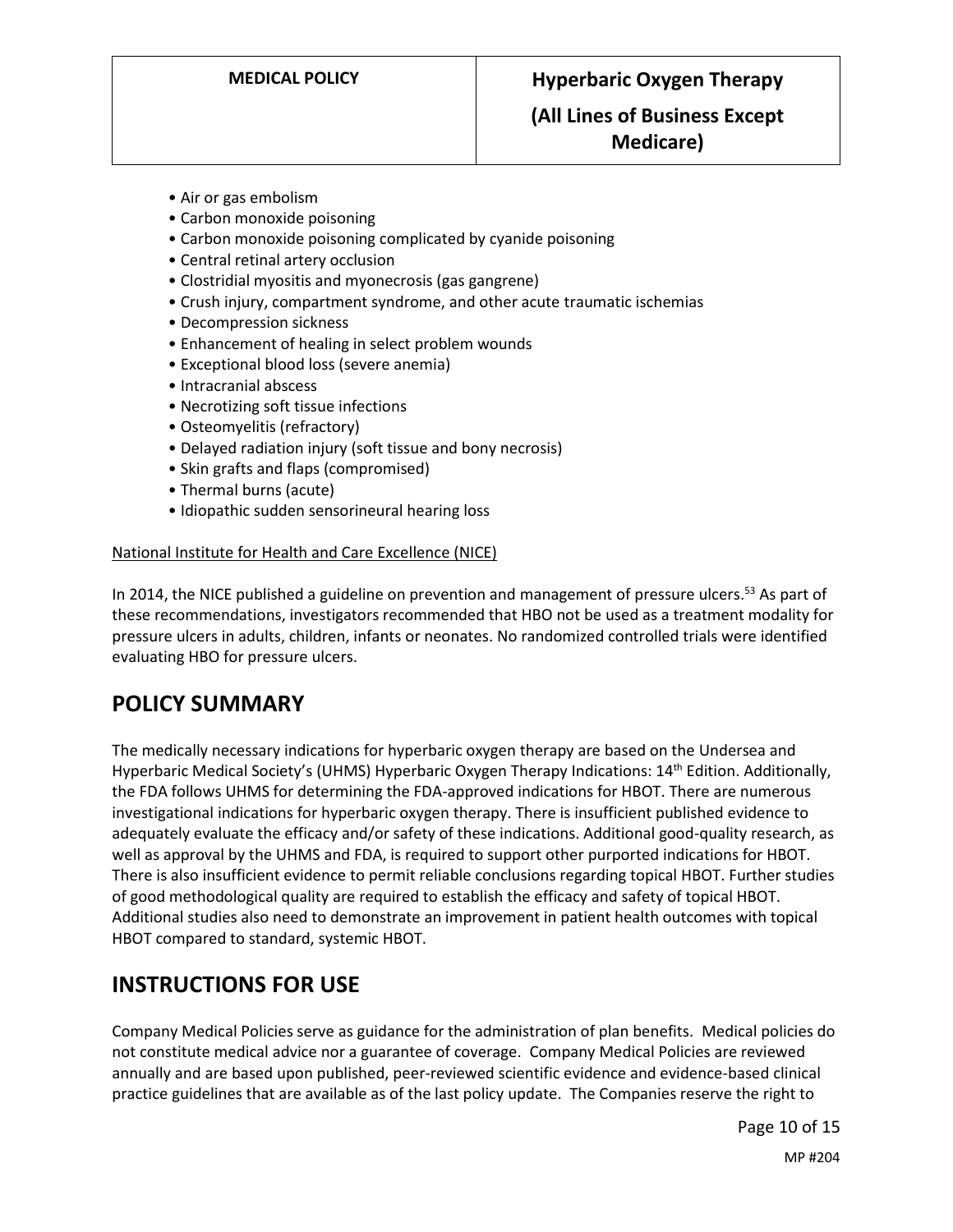- Air or gas embolism
- Carbon monoxide poisoning
- Carbon monoxide poisoning complicated by cyanide poisoning
- Central retinal artery occlusion
- Clostridial myositis and myonecrosis (gas gangrene)
- Crush injury, compartment syndrome, and other acute traumatic ischemias
- Decompression sickness
- Enhancement of healing in select problem wounds
- Exceptional blood loss (severe anemia)
- Intracranial abscess
- Necrotizing soft tissue infections
- Osteomyelitis (refractory)
- Delayed radiation injury (soft tissue and bony necrosis)
- Skin grafts and flaps (compromised)
- Thermal burns (acute)
- Idiopathic sudden sensorineural hearing loss

National Institute for Health and Care Excellence (NICE)

In 2014, the NICE published a guideline on prevention and management of pressure ulcers.[53] As part of these recommendations, investigators recommended that HBO not be used as a treatment modality for pressure ulcers in adults, children, infants or neonates. No randomized controlled trials were identified evaluating HBO for pressure ulcers.

# POLICY SUMMARY

The medically necessary indications for hyperbaric oxygen therapy are based on the Undersea and Hyperbaric Medical Society's (UHMS) Hyperbaric Oxygen Therapy Indications: 14th Edition. Additionally, the FDA follows UHMS for determining the FDA-approved indications for HBOT. There are numerous investigational indications for hyperbaric oxygen therapy. There is insufficient published evidence to adequately evaluate the efficacy and/or safety of these indications. Additional good-quality research, as well as approval by the UHMS and FDA, is required to support other purported indications for HBOT. There is also insufficient evidence to permit reliable conclusions regarding topical HBOT. Further studies of good methodological quality are required to establish the efficacy and safety of topical HBOT. Additional studies also need to demonstrate an improvement in patient health outcomes with topical HBOT compared to standard, systemic HBOT.

# INSTRUCTIONS FOR USE

Company Medical Policies serve as guidance for the administration of plan benefits. Medical policies do not constitute medical advice nor a guarantee of coverage. Company Medical Policies are reviewed annually and are based upon published, peer-reviewed scientific evidence and evidence-based clinical practice guidelines that are available as of the last policy update. The Companies reserve the right to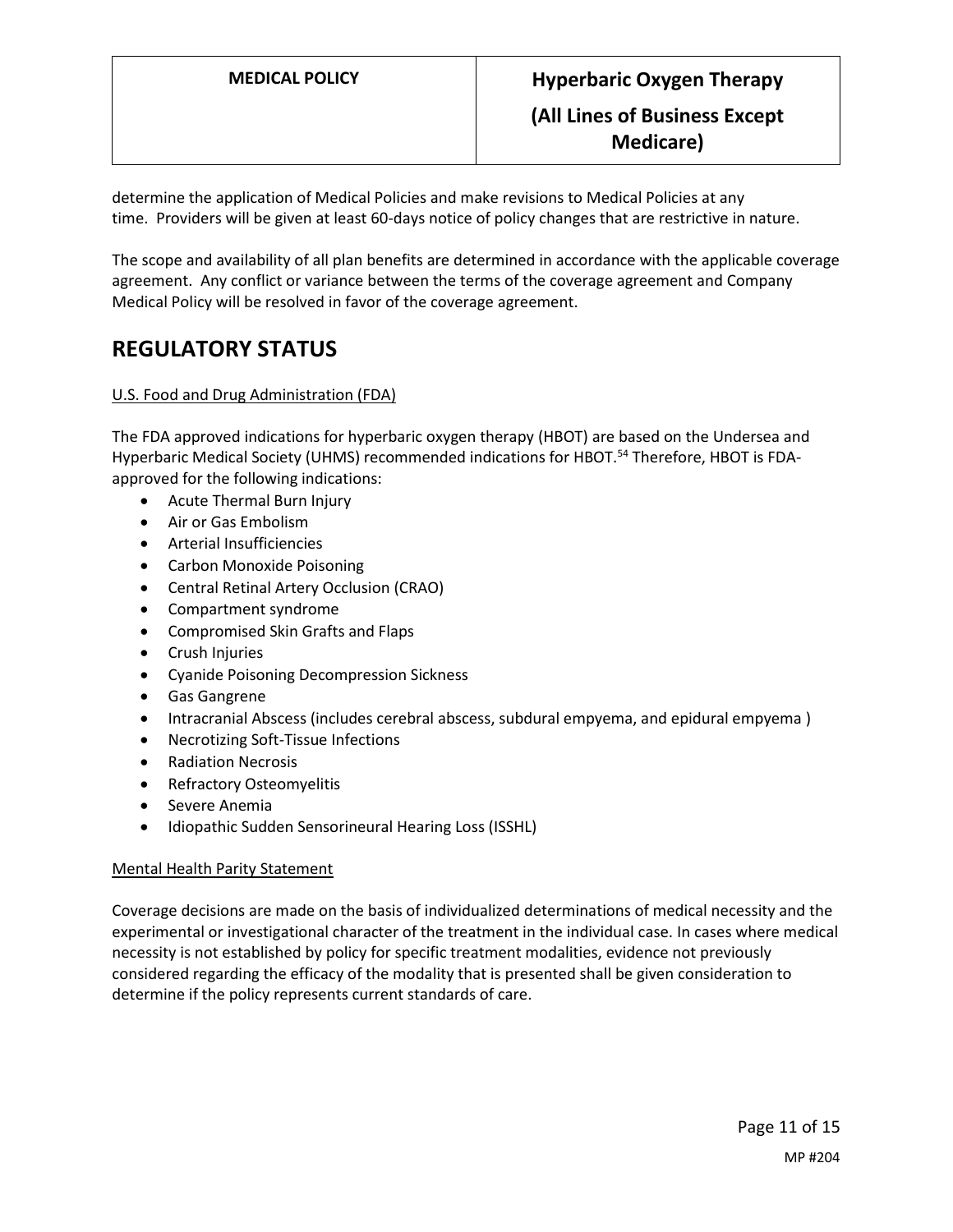determine the application of Medical Policies and make revisions to Medical Policies at any time. Providers will be given at least 60-days notice of policy changes that are restrictive in nature.

The scope and availability of all plan benefits are determined in accordance with the applicable coverage agreement. Any conflict or variance between the terms of the coverage agreement and Company Medical Policy will be resolved in favor of the coverage agreement.

# REGULATORY STATUS

U.S. Food and Drug Administration (FDA)

The FDA approved indications for hyperbaric oxygen therapy (HBOT) are based on the Undersea and Hyperbaric Medical Society (UHMS) recommended indications for HBOT.[54] Therefore, HBOT is FDA-approved for the following indications:

- Acute Thermal Burn Injury
- Air or Gas Embolism
- Arterial Insufficiencies
- Carbon Monoxide Poisoning
- Central Retinal Artery Occlusion (CRAO)
- Compartment syndrome
- Compromised Skin Grafts and Flaps
- Crush Injuries
- Cyanide Poisoning Decompression Sickness
- Gas Gangrene
- Intracranial Abscess (includes cerebral abscess, subdural empyema, and epidural empyema )
- Necrotizing Soft-Tissue Infections
- Radiation Necrosis
- Refractory Osteomyelitis
- Severe Anemia
- Idiopathic Sudden Sensorineural Hearing Loss (ISSHL)

Mental Health Parity Statement

Coverage decisions are made on the basis of individualized determinations of medical necessity and the experimental or investigational character of the treatment in the individual case. In cases where medical necessity is not established by policy for specific treatment modalities, evidence not previously considered regarding the efficacy of the modality that is presented shall be given consideration to determine if the policy represents current standards of care.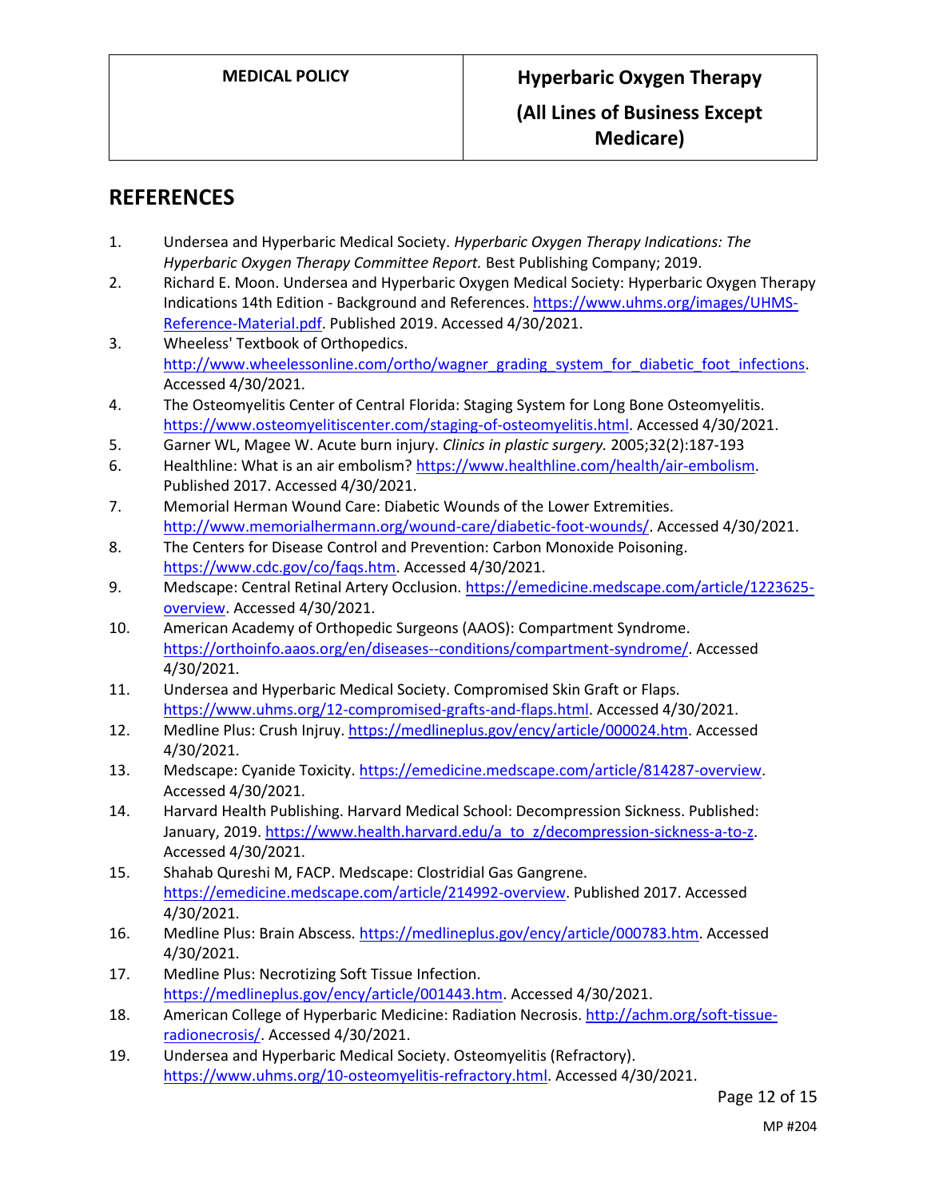## REFERENCES

1. Undersea and Hyperbaric Medical Society. *Hyperbaric Oxygen Therapy Indications: The Hyperbaric Oxygen Therapy Committee Report.* Best Publishing Company; 2019.
2. Richard E. Moon. Undersea and Hyperbaric Oxygen Medical Society: Hyperbaric Oxygen Therapy Indications 14th Edition - Background and References. https://www.uhms.org/images/UHMS-Reference-Material.pdf. Published 2019. Accessed 4/30/2021.
3. Wheeless' Textbook of Orthopedics. http://www.wheelessonline.com/ortho/wagner_grading_system_for_diabetic_foot_infections. Accessed 4/30/2021.
4. The Osteomyelitis Center of Central Florida: Staging System for Long Bone Osteomyelitis. https://www.osteomyelitiscenter.com/staging-of-osteomyelitis.html. Accessed 4/30/2021.
5. Garner WL, Magee W. Acute burn injury. *Clinics in plastic surgery.* 2005;32(2):187-193
6. Healthline: What is an air embolism? https://www.healthline.com/health/air-embolism. Published 2017. Accessed 4/30/2021.
7. Memorial Herman Wound Care: Diabetic Wounds of the Lower Extremities. http://www.memorialhermann.org/wound-care/diabetic-foot-wounds/. Accessed 4/30/2021.
8. The Centers for Disease Control and Prevention: Carbon Monoxide Poisoning. https://www.cdc.gov/co/faqs.htm. Accessed 4/30/2021.
9. Medscape: Central Retinal Artery Occlusion. https://emedicine.medscape.com/article/1223625-overview. Accessed 4/30/2021.
10. American Academy of Orthopedic Surgeons (AAOS): Compartment Syndrome. https://orthoinfo.aaos.org/en/diseases--conditions/compartment-syndrome/. Accessed 4/30/2021.
11. Undersea and Hyperbaric Medical Society. Compromised Skin Graft or Flaps. https://www.uhms.org/12-compromised-grafts-and-flaps.html. Accessed 4/30/2021.
12. Medline Plus: Crush Injruy. https://medlineplus.gov/ency/article/000024.htm. Accessed 4/30/2021.
13. Medscape: Cyanide Toxicity. https://emedicine.medscape.com/article/814287-overview. Accessed 4/30/2021.
14. Harvard Health Publishing. Harvard Medical School: Decompression Sickness. Published: January, 2019. https://www.health.harvard.edu/a_to_z/decompression-sickness-a-to-z. Accessed 4/30/2021.
15. Shahab Qureshi M, FACP. Medscape: Clostridial Gas Gangrene. https://emedicine.medscape.com/article/214992-overview. Published 2017. Accessed 4/30/2021.
16. Medline Plus: Brain Abscess. https://medlineplus.gov/ency/article/000783.htm. Accessed 4/30/2021.
17. Medline Plus: Necrotizing Soft Tissue Infection. https://medlineplus.gov/ency/article/001443.htm. Accessed 4/30/2021.
18. American College of Hyperbaric Medicine: Radiation Necrosis. http://achm.org/soft-tissue-radionecrosis/. Accessed 4/30/2021.
19. Undersea and Hyperbaric Medical Society. Osteomyelitis (Refractory). https://www.uhms.org/10-osteomyelitis-refractory.html. Accessed 4/30/2021.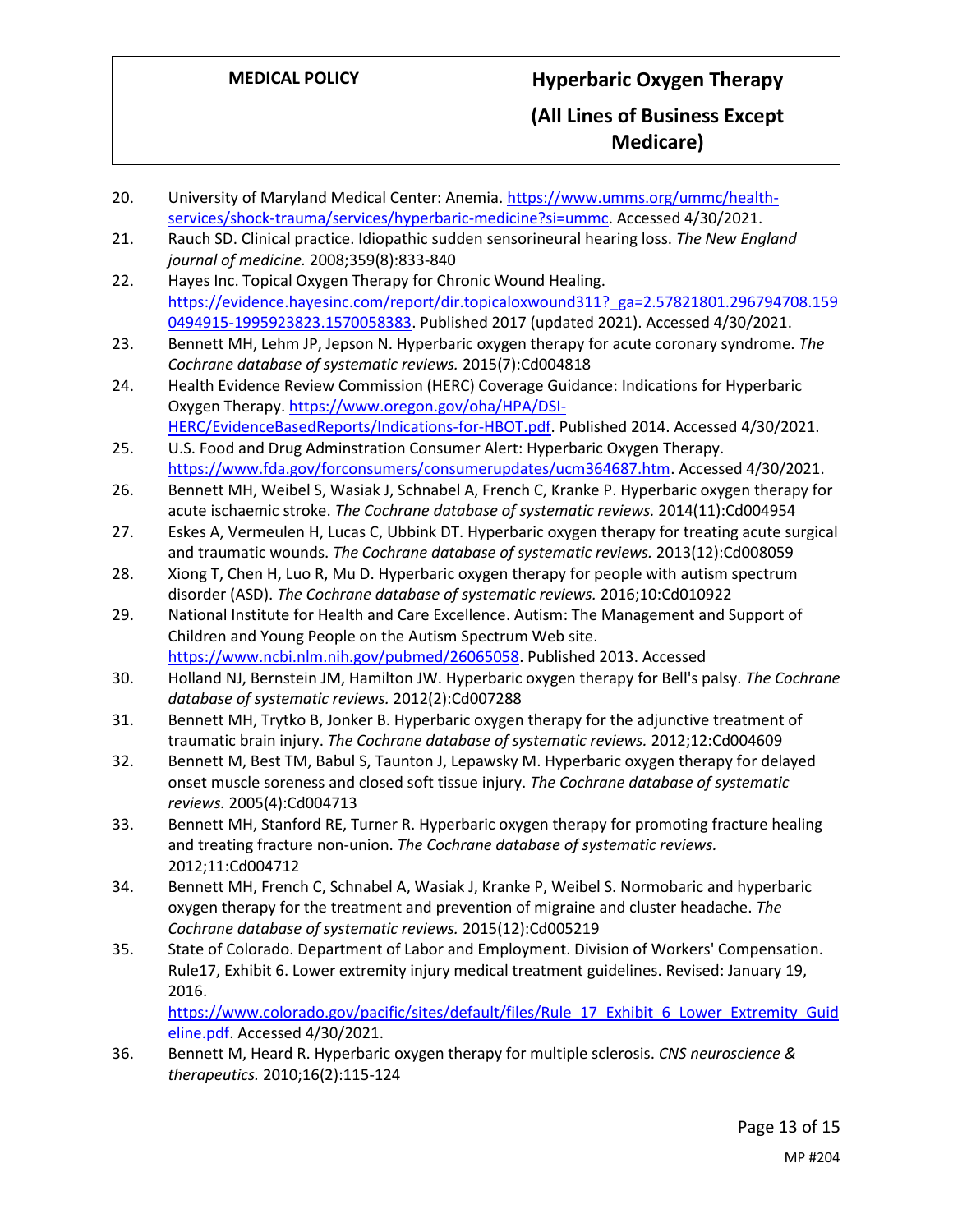20. University of Maryland Medical Center: Anemia. https://www.umms.org/ummc/health-services/shock-trauma/services/hyperbaric-medicine?si=ummc. Accessed 4/30/2021.
21. Rauch SD. Clinical practice. Idiopathic sudden sensorineural hearing loss. *The New England journal of medicine.* 2008;359(8):833-840
22. Hayes Inc. Topical Oxygen Therapy for Chronic Wound Healing. https://evidence.hayesinc.com/report/dir.topicaloxwound311?_ga=2.57821801.296794708.1590494915-1995923823.1570058383. Published 2017 (updated 2021). Accessed 4/30/2021.
23. Bennett MH, Lehm JP, Jepson N. Hyperbaric oxygen therapy for acute coronary syndrome. *The Cochrane database of systematic reviews.* 2015(7):Cd004818
24. Health Evidence Review Commission (HERC) Coverage Guidance: Indications for Hyperbaric Oxygen Therapy. https://www.oregon.gov/oha/HPA/DSI-HERC/EvidenceBasedReports/Indications-for-HBOT.pdf. Published 2014. Accessed 4/30/2021.
25. U.S. Food and Drug Adminstration Consumer Alert: Hyperbaric Oxygen Therapy. https://www.fda.gov/forconsumers/consumerupdates/ucm364687.htm. Accessed 4/30/2021.
26. Bennett MH, Weibel S, Wasiak J, Schnabel A, French C, Kranke P. Hyperbaric oxygen therapy for acute ischaemic stroke. *The Cochrane database of systematic reviews.* 2014(11):Cd004954
27. Eskes A, Vermeulen H, Lucas C, Ubbink DT. Hyperbaric oxygen therapy for treating acute surgical and traumatic wounds. *The Cochrane database of systematic reviews.* 2013(12):Cd008059
28. Xiong T, Chen H, Luo R, Mu D. Hyperbaric oxygen therapy for people with autism spectrum disorder (ASD). *The Cochrane database of systematic reviews.* 2016;10:Cd010922
29. National Institute for Health and Care Excellence. Autism: The Management and Support of Children and Young People on the Autism Spectrum Web site. https://www.ncbi.nlm.nih.gov/pubmed/26065058. Published 2013. Accessed
30. Holland NJ, Bernstein JM, Hamilton JW. Hyperbaric oxygen therapy for Bell's palsy. *The Cochrane database of systematic reviews.* 2012(2):Cd007288
31. Bennett MH, Trytko B, Jonker B. Hyperbaric oxygen therapy for the adjunctive treatment of traumatic brain injury. *The Cochrane database of systematic reviews.* 2012;12:Cd004609
32. Bennett M, Best TM, Babul S, Taunton J, Lepawsky M. Hyperbaric oxygen therapy for delayed onset muscle soreness and closed soft tissue injury. *The Cochrane database of systematic reviews.* 2005(4):Cd004713
33. Bennett MH, Stanford RE, Turner R. Hyperbaric oxygen therapy for promoting fracture healing and treating fracture non-union. *The Cochrane database of systematic reviews.* 2012;11:Cd004712
34. Bennett MH, French C, Schnabel A, Wasiak J, Kranke P, Weibel S. Normobaric and hyperbaric oxygen therapy for the treatment and prevention of migraine and cluster headache. *The Cochrane database of systematic reviews.* 2015(12):Cd005219
35. State of Colorado. Department of Labor and Employment. Division of Workers' Compensation. Rule17, Exhibit 6. Lower extremity injury medical treatment guidelines. Revised: January 19, 2016. https://www.colorado.gov/pacific/sites/default/files/Rule_17_Exhibit_6_Lower_Extremity_Guideline.pdf. Accessed 4/30/2021.
36. Bennett M, Heard R. Hyperbaric oxygen therapy for multiple sclerosis. *CNS neuroscience & therapeutics.* 2010;16(2):115-124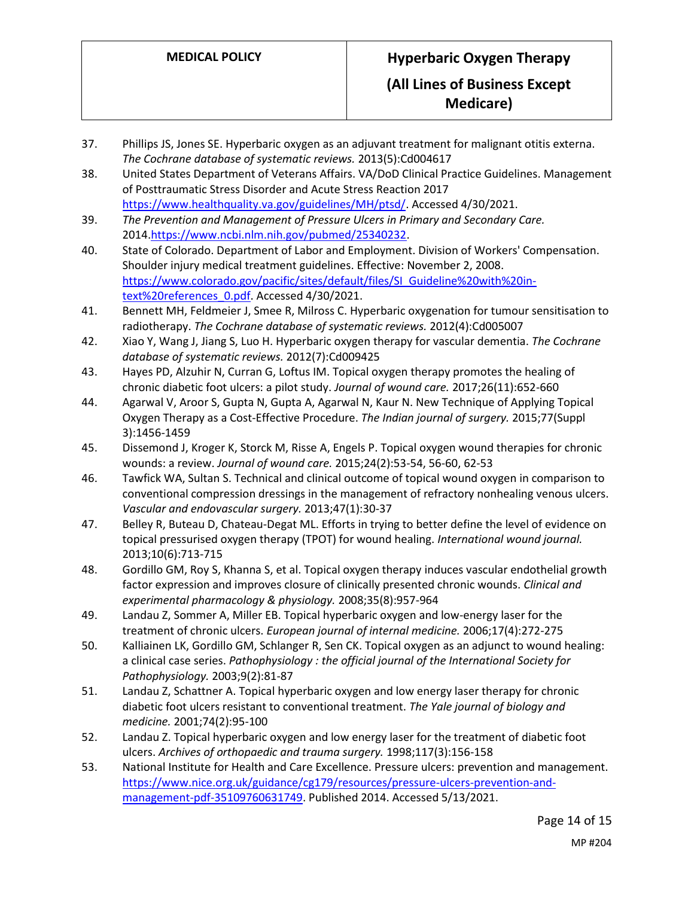37. Phillips JS, Jones SE. Hyperbaric oxygen as an adjuvant treatment for malignant otitis externa. *The Cochrane database of systematic reviews.* 2013(5):Cd004617
38. United States Department of Veterans Affairs. VA/DoD Clinical Practice Guidelines. Management of Posttraumatic Stress Disorder and Acute Stress Reaction 2017 https://www.healthquality.va.gov/guidelines/MH/ptsd/. Accessed 4/30/2021.
39. *The Prevention and Management of Pressure Ulcers in Primary and Secondary Care.* 2014.https://www.ncbi.nlm.nih.gov/pubmed/25340232.
40. State of Colorado. Department of Labor and Employment. Division of Workers' Compensation. Shoulder injury medical treatment guidelines. Effective: November 2, 2008. https://www.colorado.gov/pacific/sites/default/files/SI_Guideline%20with%20in-text%20references_0.pdf. Accessed 4/30/2021.
41. Bennett MH, Feldmeier J, Smee R, Milross C. Hyperbaric oxygenation for tumour sensitisation to radiotherapy. *The Cochrane database of systematic reviews.* 2012(4):Cd005007
42. Xiao Y, Wang J, Jiang S, Luo H. Hyperbaric oxygen therapy for vascular dementia. *The Cochrane database of systematic reviews.* 2012(7):Cd009425
43. Hayes PD, Alzuhir N, Curran G, Loftus IM. Topical oxygen therapy promotes the healing of chronic diabetic foot ulcers: a pilot study. *Journal of wound care.* 2017;26(11):652-660
44. Agarwal V, Aroor S, Gupta N, Gupta A, Agarwal N, Kaur N. New Technique of Applying Topical Oxygen Therapy as a Cost-Effective Procedure. *The Indian journal of surgery.* 2015;77(Suppl 3):1456-1459
45. Dissemond J, Kroger K, Storck M, Risse A, Engels P. Topical oxygen wound therapies for chronic wounds: a review. *Journal of wound care.* 2015;24(2):53-54, 56-60, 62-53
46. Tawfick WA, Sultan S. Technical and clinical outcome of topical wound oxygen in comparison to conventional compression dressings in the management of refractory nonhealing venous ulcers. *Vascular and endovascular surgery.* 2013;47(1):30-37
47. Belley R, Buteau D, Chateau-Degat ML. Efforts in trying to better define the level of evidence on topical pressurised oxygen therapy (TPOT) for wound healing. *International wound journal.* 2013;10(6):713-715
48. Gordillo GM, Roy S, Khanna S, et al. Topical oxygen therapy induces vascular endothelial growth factor expression and improves closure of clinically presented chronic wounds. *Clinical and experimental pharmacology & physiology.* 2008;35(8):957-964
49. Landau Z, Sommer A, Miller EB. Topical hyperbaric oxygen and low-energy laser for the treatment of chronic ulcers. *European journal of internal medicine.* 2006;17(4):272-275
50. Kalliainen LK, Gordillo GM, Schlanger R, Sen CK. Topical oxygen as an adjunct to wound healing: a clinical case series. *Pathophysiology : the official journal of the International Society for Pathophysiology.* 2003;9(2):81-87
51. Landau Z, Schattner A. Topical hyperbaric oxygen and low energy laser therapy for chronic diabetic foot ulcers resistant to conventional treatment. *The Yale journal of biology and medicine.* 2001;74(2):95-100
52. Landau Z. Topical hyperbaric oxygen and low energy laser for the treatment of diabetic foot ulcers. *Archives of orthopaedic and trauma surgery.* 1998;117(3):156-158
53. National Institute for Health and Care Excellence. Pressure ulcers: prevention and management. https://www.nice.org.uk/guidance/cg179/resources/pressure-ulcers-prevention-and-management-pdf-35109760631749. Published 2014. Accessed 5/13/2021.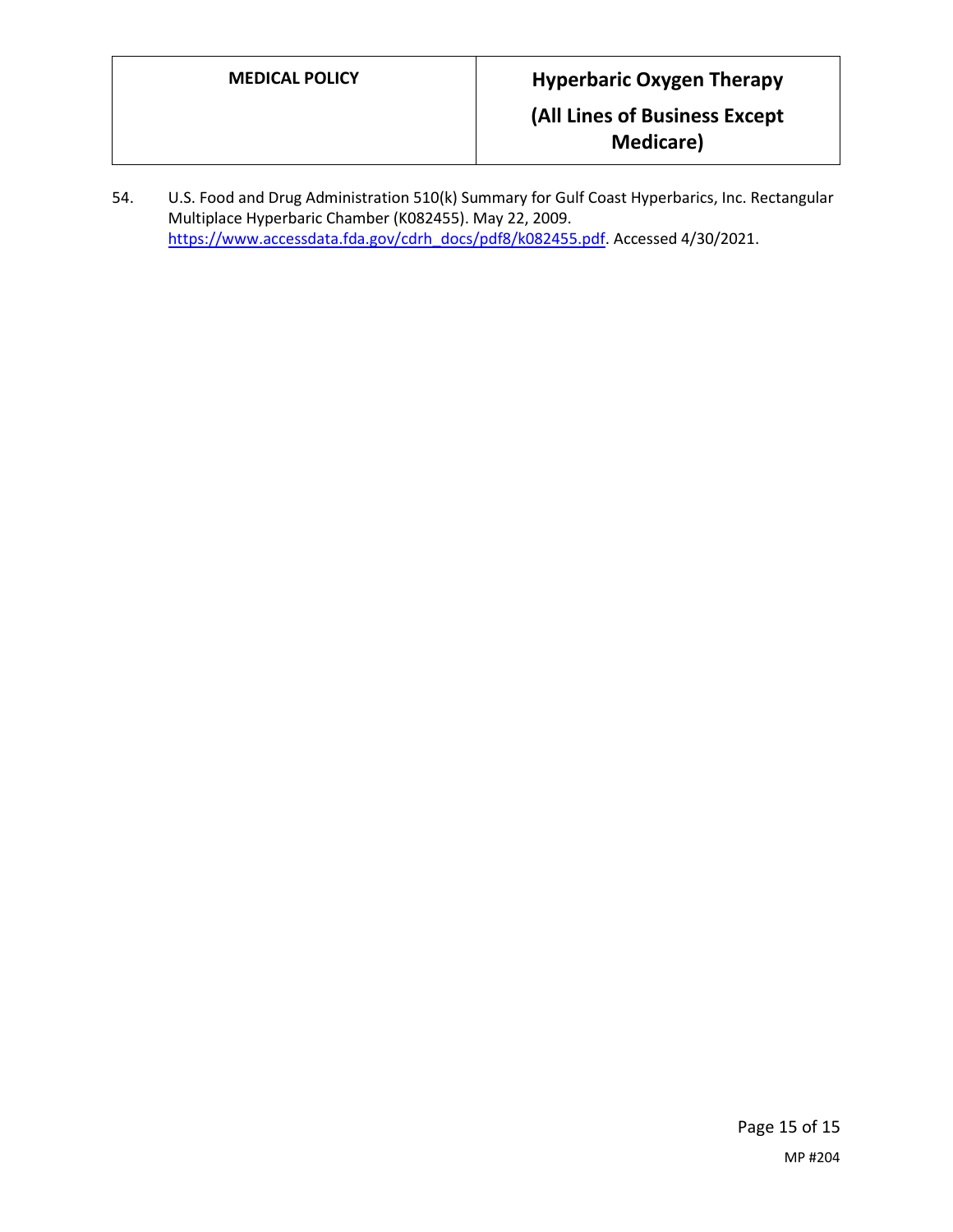54. U.S. Food and Drug Administration 510(k) Summary for Gulf Coast Hyperbarics, Inc. Rectangular Multiplace Hyperbaric Chamber (K082455). May 22, 2009. https://www.accessdata.fda.gov/cdrh_docs/pdf8/k082455.pdf. Accessed 4/30/2021.